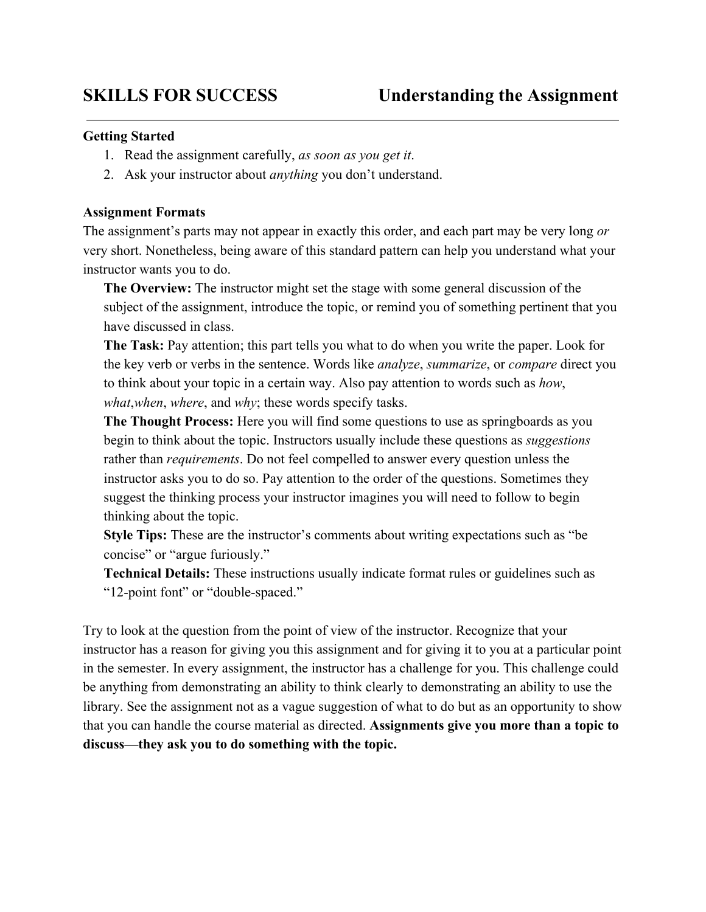# SKILLS FOR SUCCESS — Understanding the Assignment

**Getting Started**

1. Read the assignment carefully, *as soon as you get it*.
2. Ask your instructor about *anything* you don't understand.

**Assignment Formats**

The assignment's parts may not appear in exactly this order, and each part may be very long *or* very short. Nonetheless, being aware of this standard pattern can help you understand what your instructor wants you to do.

**The Overview:** The instructor might set the stage with some general discussion of the subject of the assignment, introduce the topic, or remind you of something pertinent that you have discussed in class.

**The Task:** Pay attention; this part tells you what to do when you write the paper. Look for the key verb or verbs in the sentence. Words like *analyze*, *summarize*, or *compare* direct you to think about your topic in a certain way. Also pay attention to words such as *how*, *what*,*when*, *where*, and *why*; these words specify tasks.

**The Thought Process:** Here you will find some questions to use as springboards as you begin to think about the topic. Instructors usually include these questions as *suggestions* rather than *requirements*. Do not feel compelled to answer every question unless the instructor asks you to do so. Pay attention to the order of the questions. Sometimes they suggest the thinking process your instructor imagines you will need to follow to begin thinking about the topic.

**Style Tips:** These are the instructor's comments about writing expectations such as "be concise" or "argue furiously."

**Technical Details:** These instructions usually indicate format rules or guidelines such as "12-point font" or "double-spaced."

Try to look at the question from the point of view of the instructor. Recognize that your instructor has a reason for giving you this assignment and for giving it to you at a particular point in the semester. In every assignment, the instructor has a challenge for you. This challenge could be anything from demonstrating an ability to think clearly to demonstrating an ability to use the library. See the assignment not as a vague suggestion of what to do but as an opportunity to show that you can handle the course material as directed. **Assignments give you more than a topic to discuss—they ask you to do something with the topic.**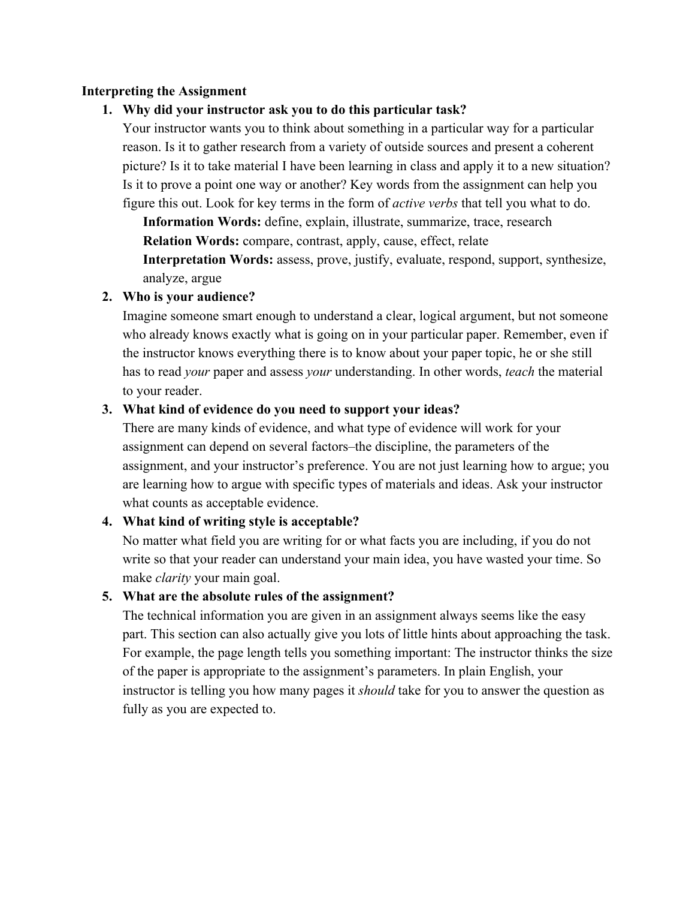**Interpreting the Assignment**

1. **Why did your instructor ask you to do this particular task?**
   Your instructor wants you to think about something in a particular way for a particular reason. Is it to gather research from a variety of outside sources and present a coherent picture? Is it to take material I have been learning in class and apply it to a new situation? Is it to prove a point one way or another? Key words from the assignment can help you figure this out. Look for key terms in the form of *active verbs* that tell you what to do.
   **Information Words:** define, explain, illustrate, summarize, trace, research
   **Relation Words:** compare, contrast, apply, cause, effect, relate
   **Interpretation Words:** assess, prove, justify, evaluate, respond, support, synthesize, analyze, argue
2. **Who is your audience?**
   Imagine someone smart enough to understand a clear, logical argument, but not someone who already knows exactly what is going on in your particular paper. Remember, even if the instructor knows everything there is to know about your paper topic, he or she still has to read *your* paper and assess *your* understanding. In other words, *teach* the material to your reader.
3. **What kind of evidence do you need to support your ideas?**
   There are many kinds of evidence, and what type of evidence will work for your assignment can depend on several factors–the discipline, the parameters of the assignment, and your instructor's preference. You are not just learning how to argue; you are learning how to argue with specific types of materials and ideas. Ask your instructor what counts as acceptable evidence.
4. **What kind of writing style is acceptable?**
   No matter what field you are writing for or what facts you are including, if you do not write so that your reader can understand your main idea, you have wasted your time. So make *clarity* your main goal.
5. **What are the absolute rules of the assignment?**
   The technical information you are given in an assignment always seems like the easy part. This section can also actually give you lots of little hints about approaching the task. For example, the page length tells you something important: The instructor thinks the size of the paper is appropriate to the assignment's parameters. In plain English, your instructor is telling you how many pages it *should* take for you to answer the question as fully as you are expected to.